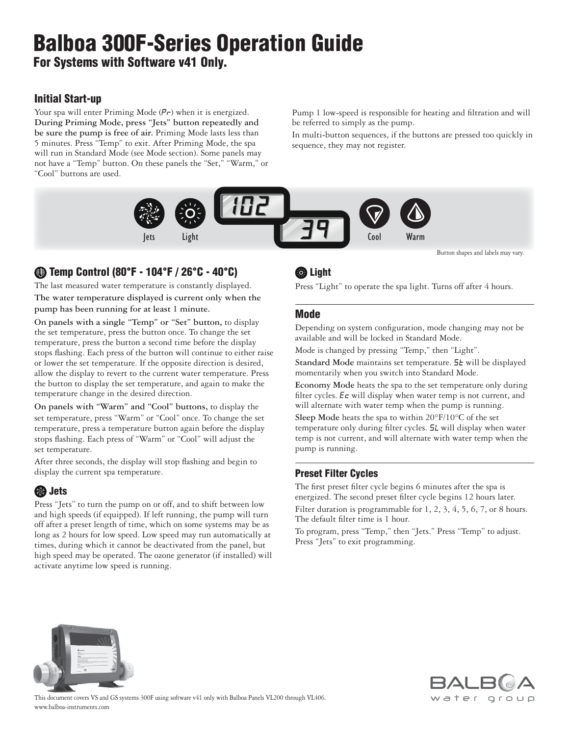# Balboa 300F-Series Operation Guide

## For Systems with Software v41 Only.

### Initial Start-up

Your spa will enter Priming Mode (Pr) when it is energized. **During Priming Mode, press "Jets" button repeatedly and be sure the pump is free of air.** Priming Mode lasts less than 5 minutes. Press "Temp" to exit. After Priming Mode, the spa will run in Standard Mode (see Mode section). Some panels may not have a "Temp" button. On these panels the "Set," "Warm," or "Cool" buttons are used.

Pump 1 low-speed is responsible for heating and filtration and will be referred to simply as the pump.

In multi-button sequences, if the buttons are pressed too quickly in sequence, they may not register.

Jets Light 102 39 Cool Warm

Button shapes and labels may vary.

### Temp Control (80°F - 104°F / 26°C - 40°C)

The last measured water temperature is constantly displayed.

**The water temperature displayed is current only when the pump has been running for at least 1 minute.**

**On panels with a single "Temp" or "Set" button,** to display the set temperature, press the button once. To change the set temperature, press the button a second time before the display stops flashing. Each press of the button will continue to either raise or lower the set temperature. If the opposite direction is desired, allow the display to revert to the current water temperature. Press the button to display the set temperature, and again to make the temperature change in the desired direction.

**On panels with "Warm" and "Cool" buttons,** to display the set temperature, press "Warm" or "Cool" once. To change the set temperature, press a temperature button again before the display stops flashing. Each press of "Warm" or "Cool" will adjust the set temperature.

After three seconds, the display will stop flashing and begin to display the current spa temperature.

### Jets

Press "Jets" to turn the pump on or off, and to shift between low and high speeds (if equipped). If left running, the pump will turn off after a preset length of time, which on some systems may be as long as 2 hours for low speed. Low speed may run automatically at times, during which it cannot be deactivated from the panel, but high speed may be operated. The ozone generator (if installed) will activate anytime low speed is running.

### Light

Press "Light" to operate the spa light. Turns off after 4 hours.

### Mode

Depending on system configuration, mode changing may not be available and will be locked in Standard Mode.

Mode is changed by pressing "Temp," then "Light".

**Standard Mode** maintains set temperature. St will be displayed momentarily when you switch into Standard Mode.

**Economy Mode** heats the spa to the set temperature only during filter cycles. Ec will display when water temp is not current, and will alternate with water temp when the pump is running.

**Sleep Mode** heats the spa to within 20°F/10°C of the set temperature only during filter cycles. SL will display when water temp is not current, and will alternate with water temp when the pump is running.

### Preset Filter Cycles

The first preset filter cycle begins 6 minutes after the spa is energized. The second preset filter cycle begins 12 hours later.

Filter duration is programmable for 1, 2, 3, 4, 5, 6, 7, or 8 hours. The default filter time is 1 hour.

To program, press "Temp," then "Jets." Press "Temp" to adjust. Press "Jets" to exit programming.

This document covers VS and GS systems 300F using software v41 only with Balboa Panels VL200 through VL406.
www.balboa-instruments.com

BALBOA water group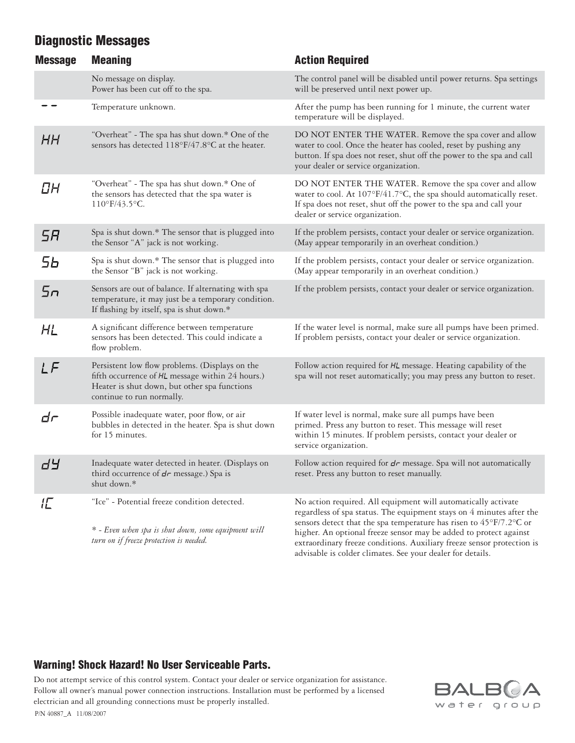## Diagnostic Messages

| Message | Meaning | Action Required |
|---|---|---|
| | No message on display. Power has been cut off to the spa. | The control panel will be disabled until power returns. Spa settings will be preserved until next power up. |
| -- | Temperature unknown. | After the pump has been running for 1 minute, the current water temperature will be displayed. |
| HH | "Overheat" - The spa has shut down.* One of the sensors has detected 118°F/47.8°C at the heater. | DO NOT ENTER THE WATER. Remove the spa cover and allow water to cool. Once the heater has cooled, reset by pushing any button. If spa does not reset, shut off the power to the spa and call your dealer or service organization. |
| OH | "Overheat" - The spa has shut down.* One of the sensors has detected that the spa water is 110°F/43.5°C. | DO NOT ENTER THE WATER. Remove the spa cover and allow water to cool. At 107°F/41.7°C, the spa should automatically reset. If spa does not reset, shut off the power to the spa and call your dealer or service organization. |
| SA | Spa is shut down.* The sensor that is plugged into the Sensor "A" jack is not working. | If the problem persists, contact your dealer or service organization. (May appear temporarily in an overheat condition.) |
| Sb | Spa is shut down.* The sensor that is plugged into the Sensor "B" jack is not working. | If the problem persists, contact your dealer or service organization. (May appear temporarily in an overheat condition.) |
| Sn | Sensors are out of balance. If alternating with spa temperature, it may just be a temporary condition. If flashing by itself, spa is shut down.* | If the problem persists, contact your dealer or service organization. |
| HL | A significant difference between temperature sensors has been detected. This could indicate a flow problem. | If the water level is normal, make sure all pumps have been primed. If problem persists, contact your dealer or service organization. |
| LF | Persistent low flow problems. (Displays on the fifth occurrence of HL message within 24 hours.) Heater is shut down, but other spa functions continue to run normally. | Follow action required for HL message. Heating capability of the spa will not reset automatically; you may press any button to reset. |
| dr | Possible inadequate water, poor flow, or air bubbles in detected in the heater. Spa is shut down for 15 minutes. | If water level is normal, make sure all pumps have been primed. Press any button to reset. This message will reset within 15 minutes. If problem persists, contact your dealer or service organization. |
| dY | Inadequate water detected in heater. (Displays on third occurrence of dr message.) Spa is shut down.* | Follow action required for dr message. Spa will not automatically reset. Press any button to reset manually. |
| IC | "Ice" - Potential freeze condition detected. | No action required. All equipment will automatically activate regardless of spa status. The equipment stays on 4 minutes after the sensors detect that the spa temperature has risen to 45°F/7.2°C or higher. An optional freeze sensor may be added to protect against extraordinary freeze conditions. Auxiliary freeze sensor protection is advisable is colder climates. See your dealer for details. |

*\* - Even when spa is shut down, some equipment will turn on if freeze protection is needed.*

### Warning! Shock Hazard! No User Serviceable Parts.

Do not attempt service of this control system. Contact your dealer or service organization for assistance. Follow all owner's manual power connection instructions. Installation must be performed by a licensed electrician and all grounding connections must be properly installed.

P/N 40887_A 11/08/2007

BALBOA water group